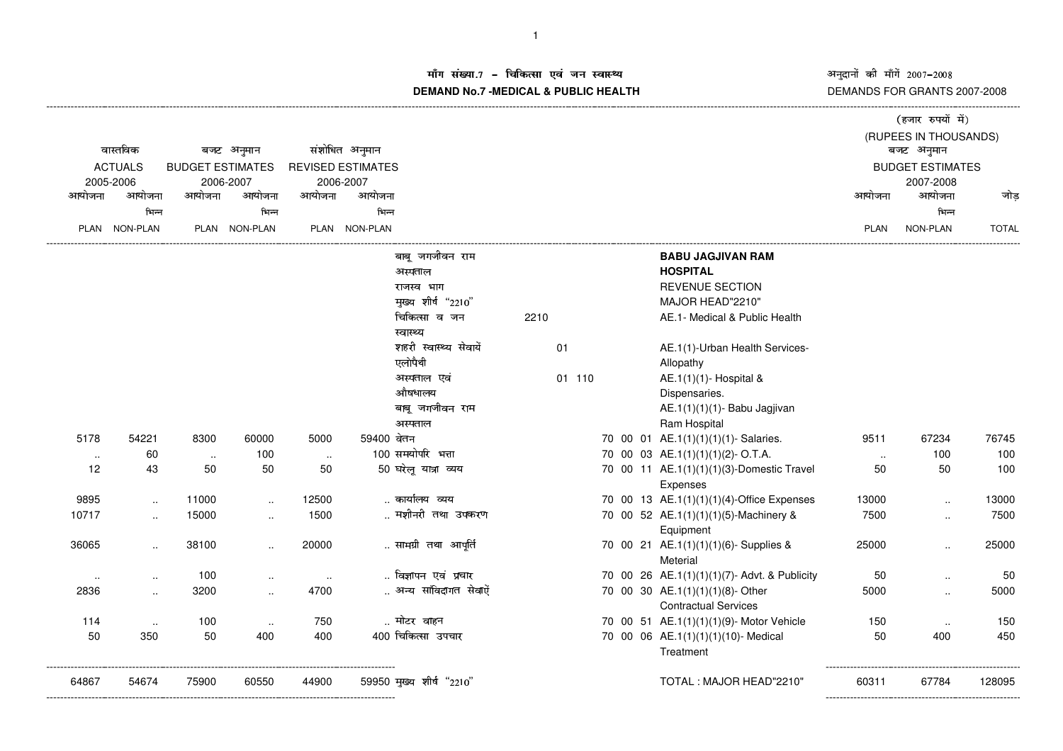# माँग संख्या.7 – चिकित्सा एवं जन स्वास्थ्य

# DEMAND No.7 -MEDICAL & PUBLIC HEALTH

अनुदानों की माँगें 2007–2008

DEMANDS FOR GRANTS 2007-2008

(हजार रुपयों में)

(RUPEES IN THOUSANDS)

| वास्तविक ACTUALS 2005-2006 | | बजट अनुमान BUDGET ESTIMATES 2006-2007 | | संशोधित अनुमान REVISED ESTIMATES 2006-2007 | | | | | बजट अनुमान BUDGET ESTIMATES 2007-2008 | | |
|---|---|---|---|---|---|---|---|---|---|---|---|
| आयोजना PLAN | आयोजना भिन्न NON-PLAN | आयोजना PLAN | आयोजना भिन्न NON-PLAN | आयोजना PLAN | आयोजना भिन्न NON-PLAN | | | | आयोजना PLAN | आयोजना भिन्न NON-PLAN | जोड़ TOTAL |
| | | | | | | बाबू जगजीवन राम अस्पताल | | **BABU JAGJIVAN RAM HOSPITAL** | | | |
| | | | | | | राजस्व भाग | | REVENUE SECTION | | | |
| | | | | | | मुख्य शीर्ष "2210" | | MAJOR HEAD"2210" | | | |
| | | | | | | चिकित्सा व जन स्वास्थ्य | 2210 | AE.1- Medical & Public Health | | | |
| | | | | | | शहरी स्वास्थ्य सेवायें एलोपैथी | 01 | AE.1(1)-Urban Health Services-Allopathy | | | |
| | | | | | | अस्पताल एवं औषधालय | 01 110 | AE.1(1)(1)- Hospital & Dispensaries. | | | |
| | | | | | | बाबू जगजीवन राम अस्पताल | | AE.1(1)(1)(1)- Babu Jagjivan Ram Hospital | | | |
| 5178 | 54221 | 8300 | 60000 | 5000 | 59400 | वेतन | 70 00 01 | AE.1(1)(1)(1)(1)- Salaries. | 9511 | 67234 | 76745 |
| .. | 60 | .. | 100 | .. | 100 | समयोपरि भत्ता | 70 00 03 | AE.1(1)(1)(1)(2)- O.T.A. | .. | 100 | 100 |
| 12 | 43 | 50 | 50 | 50 | 50 | घरेलू यात्रा व्यय | 70 00 11 | AE.1(1)(1)(1)(3)-Domestic Travel Expenses | 50 | 50 | 100 |
| 9895 | .. | 11000 | .. | 12500 | .. | कार्यालय व्यय | 70 00 13 | AE.1(1)(1)(1)(4)-Office Expenses | 13000 | .. | 13000 |
| 10717 | .. | 15000 | .. | 1500 | .. | मशीनरी तथा उपकरण | 70 00 52 | AE.1(1)(1)(1)(5)-Machinery & Equipment | 7500 | .. | 7500 |
| 36065 | .. | 38100 | .. | 20000 | .. | सामग्री तथा आपूर्ति | 70 00 21 | AE.1(1)(1)(1)(6)- Supplies & Meterial | 25000 | .. | 25000 |
| .. | .. | 100 | .. | .. | .. | विज्ञापन एवं प्रचार | 70 00 26 | AE.1(1)(1)(1)(7)- Advt. & Publicity | 50 | .. | 50 |
| 2836 | .. | 3200 | .. | 4700 | .. | अन्य संविदागत सेवाऐं | 70 00 30 | AE.1(1)(1)(1)(8)- Other Contractual Services | 5000 | .. | 5000 |
| 114 | .. | 100 | .. | 750 | .. | मोटर वाहन | 70 00 51 | AE.1(1)(1)(1)(9)- Motor Vehicle | 150 | .. | 150 |
| 50 | 350 | 50 | 400 | 400 | 400 | चिकित्सा उपचार | 70 00 06 | AE.1(1)(1)(1)(10)- Medical Treatment | 50 | 400 | 450 |
| 64867 | 54674 | 75900 | 60550 | 44900 | 59950 | मुख्य शीर्ष "2210" | | TOTAL : MAJOR HEAD"2210" | 60311 | 67784 | 128095 |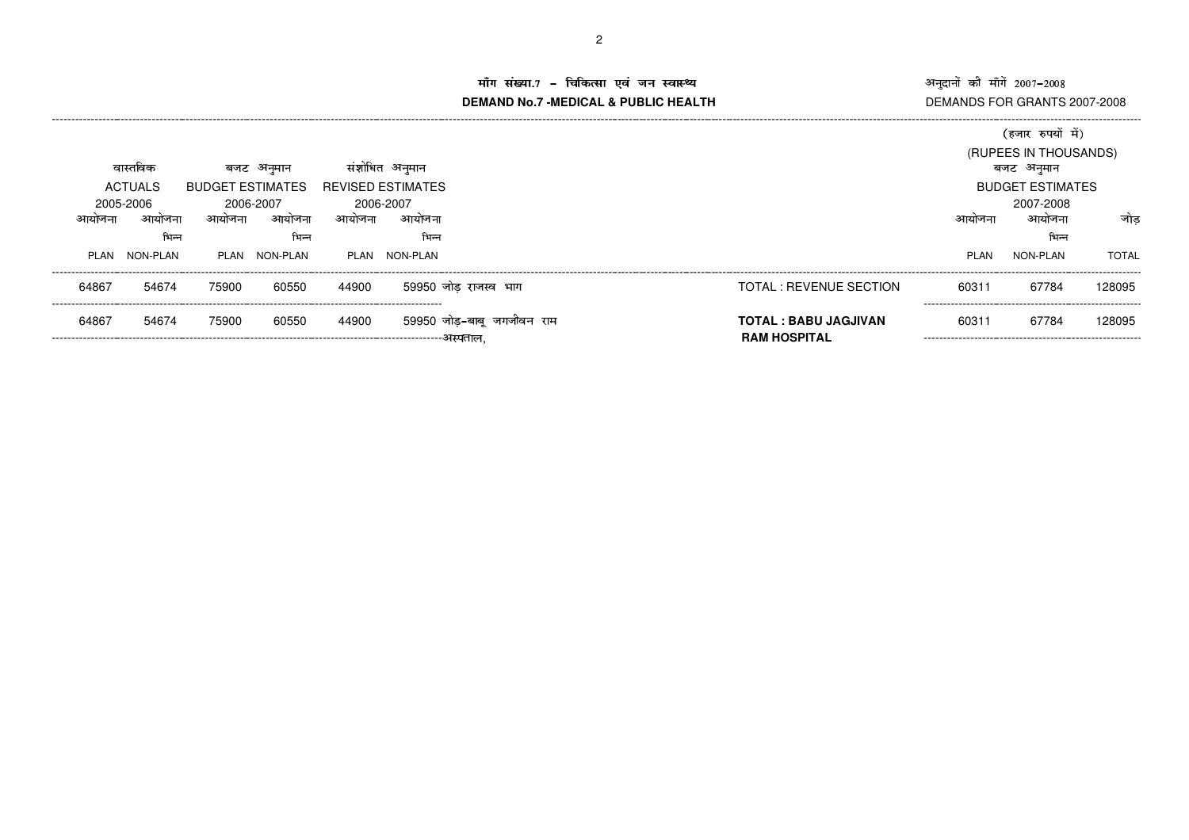**माँग संख्या.7 – चिकित्सा एवं जन स्वास्थ्य**

**DEMAND No.7 -MEDICAL & PUBLIC HEALTH**

अनुदानों की माँगें 2007–2008

DEMANDS FOR GRANTS 2007-2008

(हजार रुपयों में)

(RUPEES IN THOUSANDS)

| वास्तविक ACTUALS 2005-2006 | | बजट अनुमान BUDGET ESTIMATES 2006-2007 | | संशोधित अनुमान REVISED ESTIMATES 2006-2007 | | | | बजट अनुमान BUDGET ESTIMATES 2007-2008 | | |
|---|---|---|---|---|---|---|---|---|---|---|
| आयोजना PLAN | आयोजना भिन्न NON-PLAN | आयोजना PLAN | आयोजना भिन्न NON-PLAN | आयोजना PLAN | आयोजना भिन्न NON-PLAN | | | आयोजना PLAN | आयोजना भिन्न NON-PLAN | जोड़ TOTAL |
| 64867 | 54674 | 75900 | 60550 | 44900 | 59950 | जोड़ राजस्व भाग | TOTAL : REVENUE SECTION | 60311 | 67784 | 128095 |
| 64867 | 54674 | 75900 | 60550 | 44900 | 59950 | जोड़–बाबू जगजीवन राम अस्पताल, | **TOTAL : BABU JAGJIVAN RAM HOSPITAL** | 60311 | 67784 | 128095 |